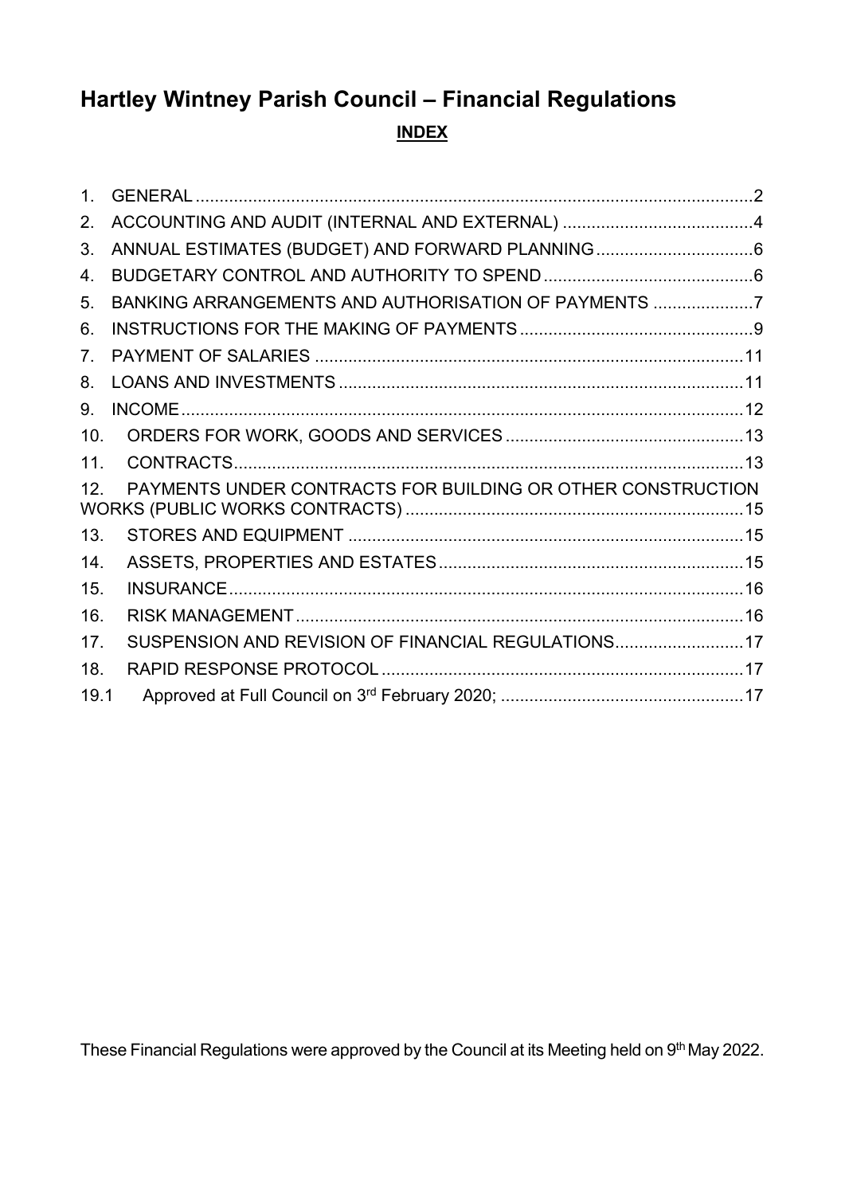# Hartley Wintney Parish Council – Financial Regulations

**INDEX**

1. GENERAL ..... 2
2. ACCOUNTING AND AUDIT (INTERNAL AND EXTERNAL) ..... 4
3. ANNUAL ESTIMATES (BUDGET) AND FORWARD PLANNING ..... 6
4. BUDGETARY CONTROL AND AUTHORITY TO SPEND ..... 6
5. BANKING ARRANGEMENTS AND AUTHORISATION OF PAYMENTS ..... 7
6. INSTRUCTIONS FOR THE MAKING OF PAYMENTS ..... 9
7. PAYMENT OF SALARIES ..... 11
8. LOANS AND INVESTMENTS ..... 11
9. INCOME ..... 12
10. ORDERS FOR WORK, GOODS AND SERVICES ..... 13
11. CONTRACTS ..... 13
12. PAYMENTS UNDER CONTRACTS FOR BUILDING OR OTHER CONSTRUCTION WORKS (PUBLIC WORKS CONTRACTS) ..... 15
13. STORES AND EQUIPMENT ..... 15
14. ASSETS, PROPERTIES AND ESTATES ..... 15
15. INSURANCE ..... 16
16. RISK MANAGEMENT ..... 16
17. SUSPENSION AND REVISION OF FINANCIAL REGULATIONS ..... 17
18. RAPID RESPONSE PROTOCOL ..... 17

19.1 Approved at Full Council on 3rd February 2020; ..... 17

These Financial Regulations were approved by the Council at its Meeting held on 9th May 2022.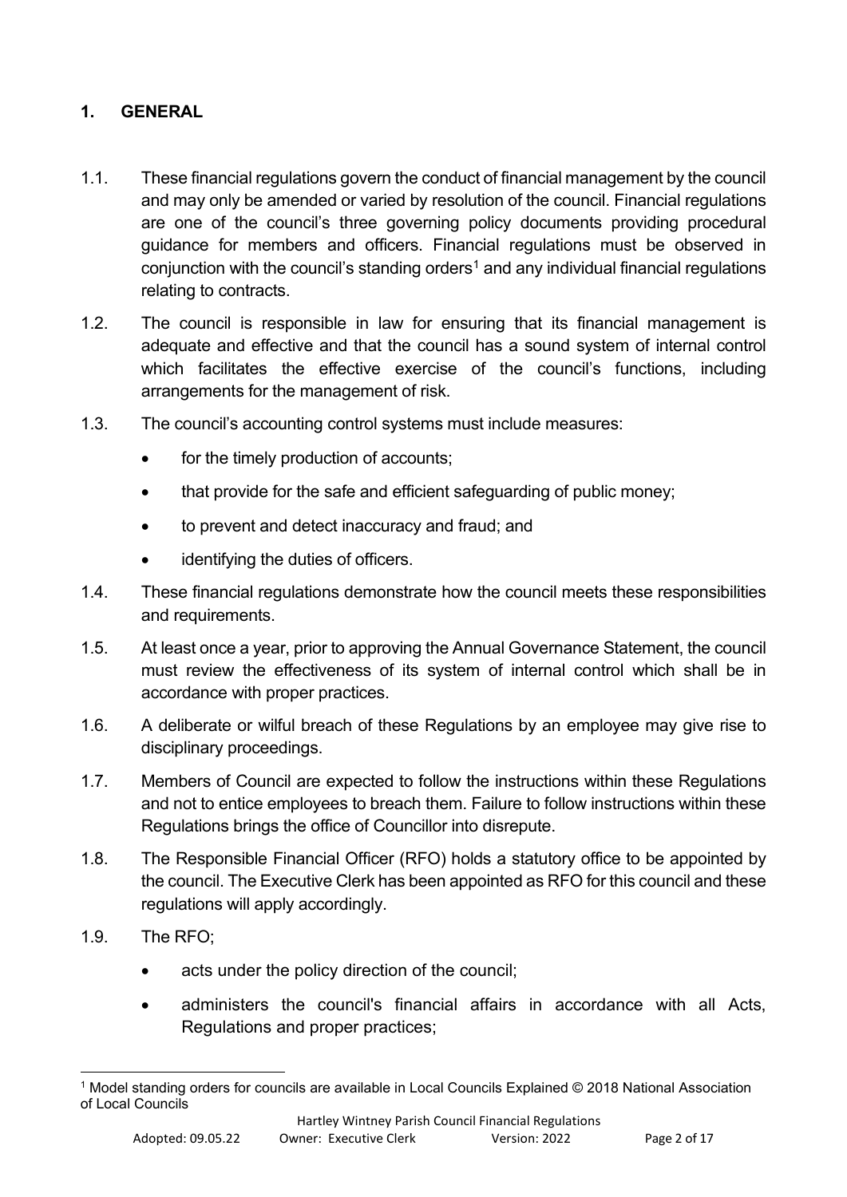## 1. GENERAL

1.1. These financial regulations govern the conduct of financial management by the council and may only be amended or varied by resolution of the council. Financial regulations are one of the council's three governing policy documents providing procedural guidance for members and officers. Financial regulations must be observed in conjunction with the council's standing orders[1] and any individual financial regulations relating to contracts.

1.2. The council is responsible in law for ensuring that its financial management is adequate and effective and that the council has a sound system of internal control which facilitates the effective exercise of the council's functions, including arrangements for the management of risk.

1.3. The council's accounting control systems must include measures:

- for the timely production of accounts;
- that provide for the safe and efficient safeguarding of public money;
- to prevent and detect inaccuracy and fraud; and
- identifying the duties of officers.

1.4. These financial regulations demonstrate how the council meets these responsibilities and requirements.

1.5. At least once a year, prior to approving the Annual Governance Statement, the council must review the effectiveness of its system of internal control which shall be in accordance with proper practices.

1.6. A deliberate or wilful breach of these Regulations by an employee may give rise to disciplinary proceedings.

1.7. Members of Council are expected to follow the instructions within these Regulations and not to entice employees to breach them. Failure to follow instructions within these Regulations brings the office of Councillor into disrepute.

1.8. The Responsible Financial Officer (RFO) holds a statutory office to be appointed by the council. The Executive Clerk has been appointed as RFO for this council and these regulations will apply accordingly.

1.9. The RFO;

- acts under the policy direction of the council;
- administers the council's financial affairs in accordance with all Acts, Regulations and proper practices;

[1] Model standing orders for councils are available in Local Councils Explained © 2018 National Association of Local Councils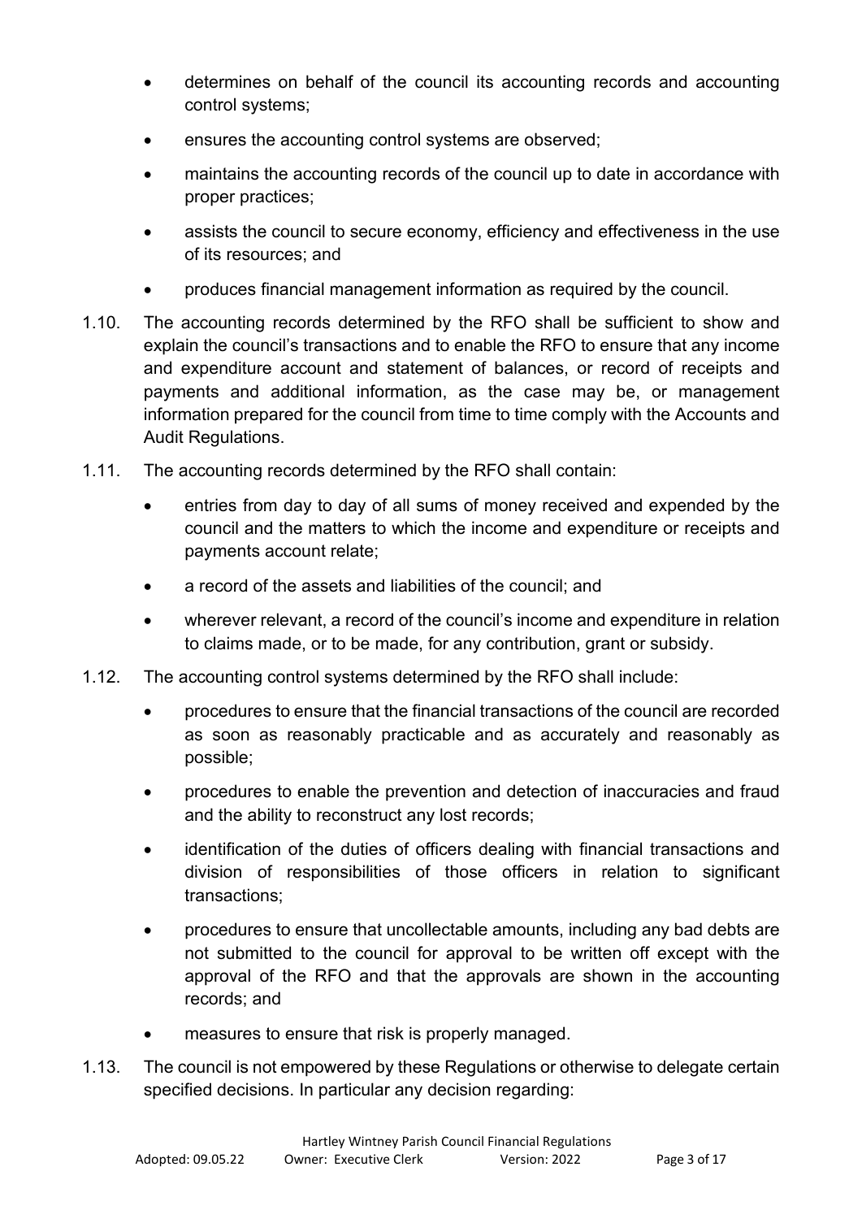- determines on behalf of the council its accounting records and accounting control systems;
- ensures the accounting control systems are observed;
- maintains the accounting records of the council up to date in accordance with proper practices;
- assists the council to secure economy, efficiency and effectiveness in the use of its resources; and
- produces financial management information as required by the council.

1.10. The accounting records determined by the RFO shall be sufficient to show and explain the council's transactions and to enable the RFO to ensure that any income and expenditure account and statement of balances, or record of receipts and payments and additional information, as the case may be, or management information prepared for the council from time to time comply with the Accounts and Audit Regulations.

1.11. The accounting records determined by the RFO shall contain:

- entries from day to day of all sums of money received and expended by the council and the matters to which the income and expenditure or receipts and payments account relate;
- a record of the assets and liabilities of the council; and
- wherever relevant, a record of the council's income and expenditure in relation to claims made, or to be made, for any contribution, grant or subsidy.

1.12. The accounting control systems determined by the RFO shall include:

- procedures to ensure that the financial transactions of the council are recorded as soon as reasonably practicable and as accurately and reasonably as possible;
- procedures to enable the prevention and detection of inaccuracies and fraud and the ability to reconstruct any lost records;
- identification of the duties of officers dealing with financial transactions and division of responsibilities of those officers in relation to significant transactions;
- procedures to ensure that uncollectable amounts, including any bad debts are not submitted to the council for approval to be written off except with the approval of the RFO and that the approvals are shown in the accounting records; and
- measures to ensure that risk is properly managed.

1.13. The council is not empowered by these Regulations or otherwise to delegate certain specified decisions. In particular any decision regarding: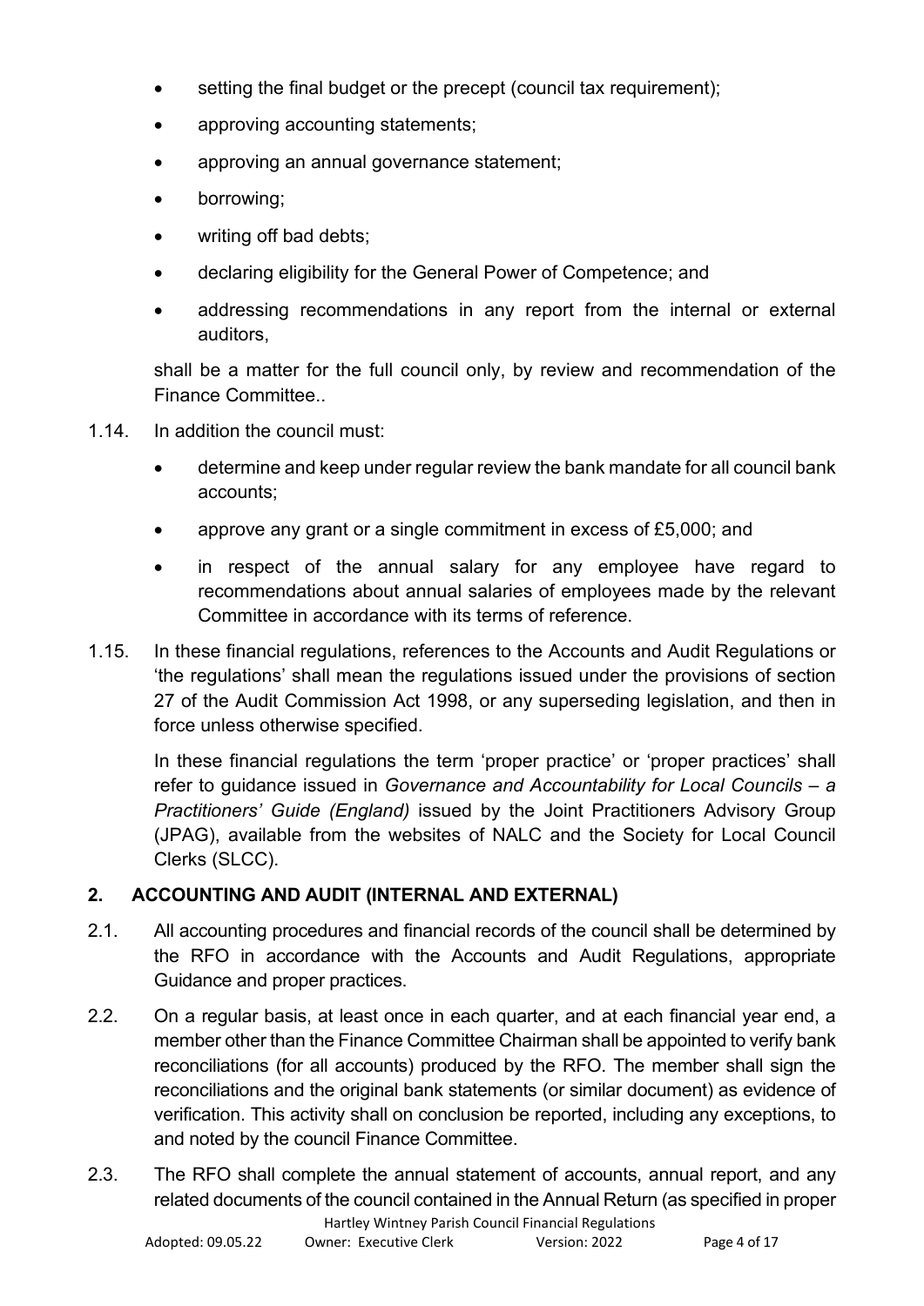- setting the final budget or the precept (council tax requirement);
- approving accounting statements;
- approving an annual governance statement;
- borrowing;
- writing off bad debts;
- declaring eligibility for the General Power of Competence; and
- addressing recommendations in any report from the internal or external auditors,

shall be a matter for the full council only, by review and recommendation of the Finance Committee..

1.14. In addition the council must:

- determine and keep under regular review the bank mandate for all council bank accounts;
- approve any grant or a single commitment in excess of £5,000; and
- in respect of the annual salary for any employee have regard to recommendations about annual salaries of employees made by the relevant Committee in accordance with its terms of reference.

1.15. In these financial regulations, references to the Accounts and Audit Regulations or 'the regulations' shall mean the regulations issued under the provisions of section 27 of the Audit Commission Act 1998, or any superseding legislation, and then in force unless otherwise specified.

In these financial regulations the term 'proper practice' or 'proper practices' shall refer to guidance issued in *Governance and Accountability for Local Councils – a Practitioners' Guide (England)* issued by the Joint Practitioners Advisory Group (JPAG), available from the websites of NALC and the Society for Local Council Clerks (SLCC).

## 2. ACCOUNTING AND AUDIT (INTERNAL AND EXTERNAL)

2.1. All accounting procedures and financial records of the council shall be determined by the RFO in accordance with the Accounts and Audit Regulations, appropriate Guidance and proper practices.

2.2. On a regular basis, at least once in each quarter, and at each financial year end, a member other than the Finance Committee Chairman shall be appointed to verify bank reconciliations (for all accounts) produced by the RFO. The member shall sign the reconciliations and the original bank statements (or similar document) as evidence of verification. This activity shall on conclusion be reported, including any exceptions, to and noted by the council Finance Committee.

2.3. The RFO shall complete the annual statement of accounts, annual report, and any related documents of the council contained in the Annual Return (as specified in proper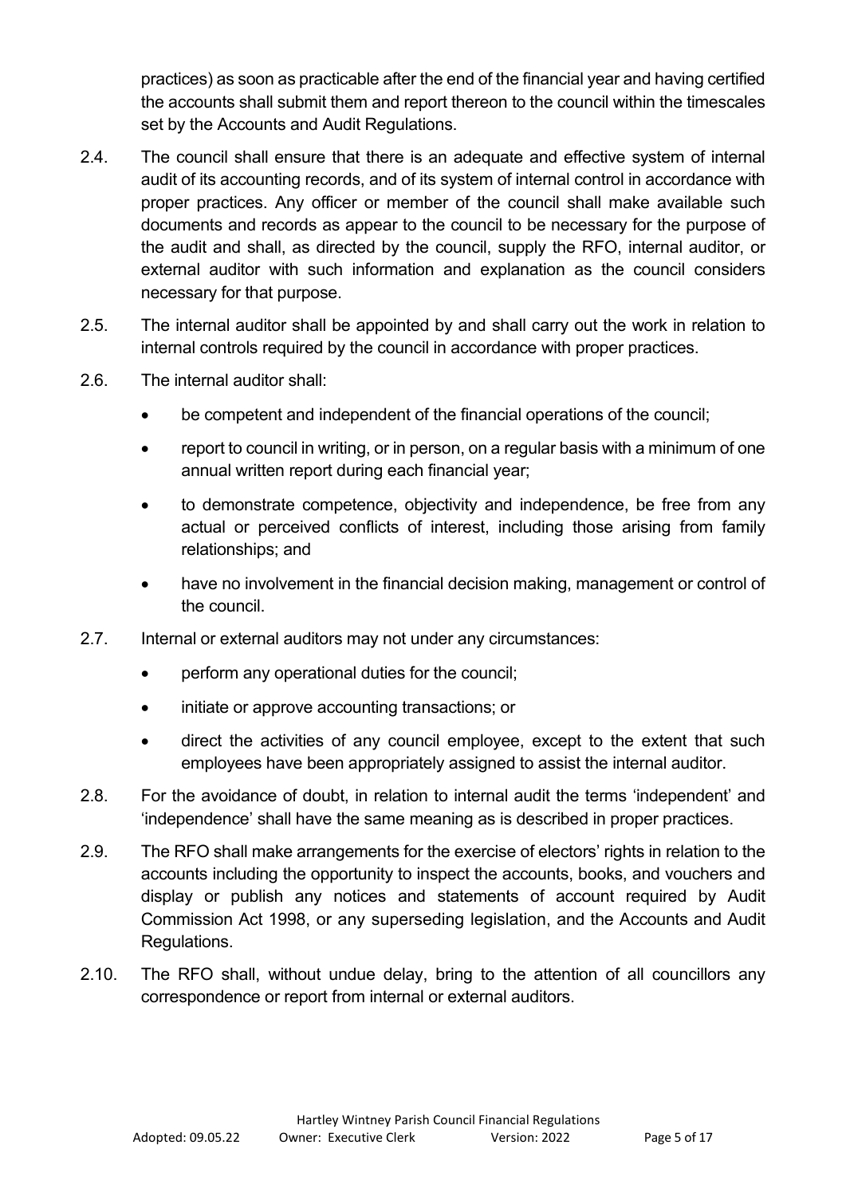practices) as soon as practicable after the end of the financial year and having certified the accounts shall submit them and report thereon to the council within the timescales set by the Accounts and Audit Regulations.

2.4. The council shall ensure that there is an adequate and effective system of internal audit of its accounting records, and of its system of internal control in accordance with proper practices. Any officer or member of the council shall make available such documents and records as appear to the council to be necessary for the purpose of the audit and shall, as directed by the council, supply the RFO, internal auditor, or external auditor with such information and explanation as the council considers necessary for that purpose.

2.5. The internal auditor shall be appointed by and shall carry out the work in relation to internal controls required by the council in accordance with proper practices.

2.6. The internal auditor shall:

- be competent and independent of the financial operations of the council;
- report to council in writing, or in person, on a regular basis with a minimum of one annual written report during each financial year;
- to demonstrate competence, objectivity and independence, be free from any actual or perceived conflicts of interest, including those arising from family relationships; and
- have no involvement in the financial decision making, management or control of the council.

2.7. Internal or external auditors may not under any circumstances:

- perform any operational duties for the council;
- initiate or approve accounting transactions; or
- direct the activities of any council employee, except to the extent that such employees have been appropriately assigned to assist the internal auditor.

2.8. For the avoidance of doubt, in relation to internal audit the terms 'independent' and 'independence' shall have the same meaning as is described in proper practices.

2.9. The RFO shall make arrangements for the exercise of electors' rights in relation to the accounts including the opportunity to inspect the accounts, books, and vouchers and display or publish any notices and statements of account required by Audit Commission Act 1998, or any superseding legislation, and the Accounts and Audit Regulations.

2.10. The RFO shall, without undue delay, bring to the attention of all councillors any correspondence or report from internal or external auditors.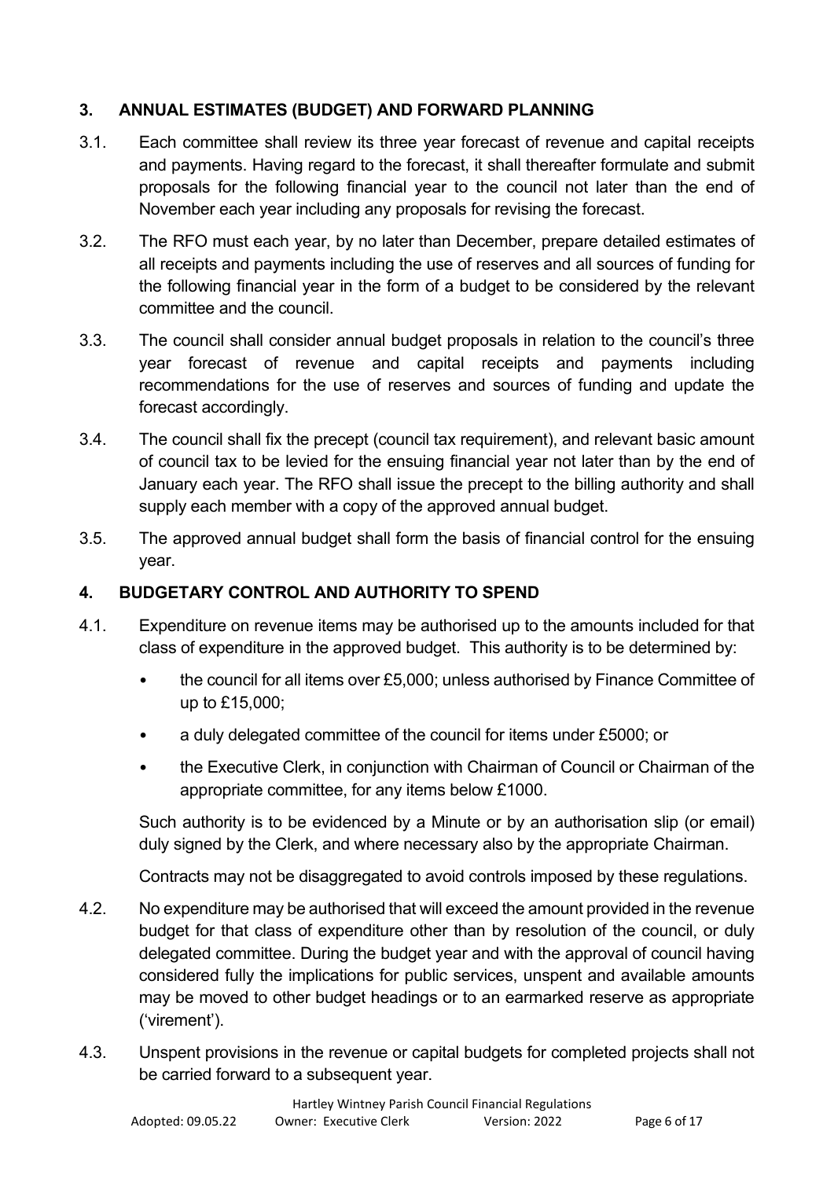## 3. ANNUAL ESTIMATES (BUDGET) AND FORWARD PLANNING

3.1. Each committee shall review its three year forecast of revenue and capital receipts and payments. Having regard to the forecast, it shall thereafter formulate and submit proposals for the following financial year to the council not later than the end of November each year including any proposals for revising the forecast.

3.2. The RFO must each year, by no later than December, prepare detailed estimates of all receipts and payments including the use of reserves and all sources of funding for the following financial year in the form of a budget to be considered by the relevant committee and the council.

3.3. The council shall consider annual budget proposals in relation to the council's three year forecast of revenue and capital receipts and payments including recommendations for the use of reserves and sources of funding and update the forecast accordingly.

3.4. The council shall fix the precept (council tax requirement), and relevant basic amount of council tax to be levied for the ensuing financial year not later than by the end of January each year. The RFO shall issue the precept to the billing authority and shall supply each member with a copy of the approved annual budget.

3.5. The approved annual budget shall form the basis of financial control for the ensuing year.

## 4. BUDGETARY CONTROL AND AUTHORITY TO SPEND

4.1. Expenditure on revenue items may be authorised up to the amounts included for that class of expenditure in the approved budget. This authority is to be determined by:

- the council for all items over £5,000; unless authorised by Finance Committee of up to £15,000;
- a duly delegated committee of the council for items under £5000; or
- the Executive Clerk, in conjunction with Chairman of Council or Chairman of the appropriate committee, for any items below £1000.

Such authority is to be evidenced by a Minute or by an authorisation slip (or email) duly signed by the Clerk, and where necessary also by the appropriate Chairman.

Contracts may not be disaggregated to avoid controls imposed by these regulations.

4.2. No expenditure may be authorised that will exceed the amount provided in the revenue budget for that class of expenditure other than by resolution of the council, or duly delegated committee. During the budget year and with the approval of council having considered fully the implications for public services, unspent and available amounts may be moved to other budget headings or to an earmarked reserve as appropriate ('virement').

4.3. Unspent provisions in the revenue or capital budgets for completed projects shall not be carried forward to a subsequent year.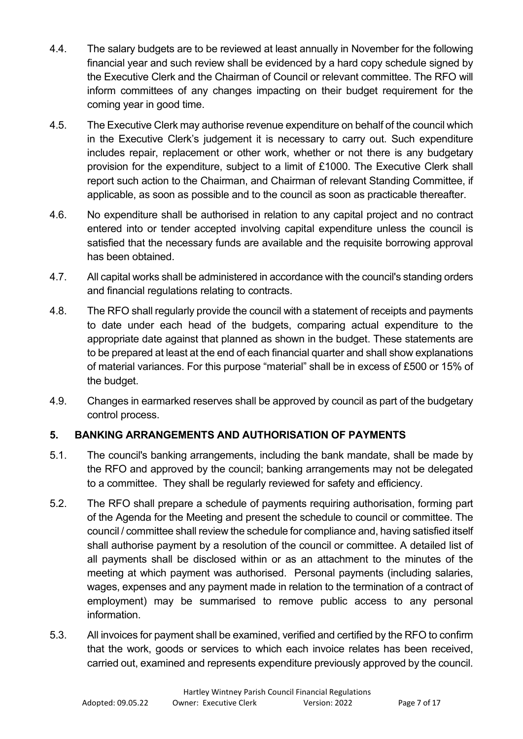4.4. The salary budgets are to be reviewed at least annually in November for the following financial year and such review shall be evidenced by a hard copy schedule signed by the Executive Clerk and the Chairman of Council or relevant committee. The RFO will inform committees of any changes impacting on their budget requirement for the coming year in good time.

4.5. The Executive Clerk may authorise revenue expenditure on behalf of the council which in the Executive Clerk's judgement it is necessary to carry out. Such expenditure includes repair, replacement or other work, whether or not there is any budgetary provision for the expenditure, subject to a limit of £1000. The Executive Clerk shall report such action to the Chairman, and Chairman of relevant Standing Committee, if applicable, as soon as possible and to the council as soon as practicable thereafter.

4.6. No expenditure shall be authorised in relation to any capital project and no contract entered into or tender accepted involving capital expenditure unless the council is satisfied that the necessary funds are available and the requisite borrowing approval has been obtained.

4.7. All capital works shall be administered in accordance with the council's standing orders and financial regulations relating to contracts.

4.8. The RFO shall regularly provide the council with a statement of receipts and payments to date under each head of the budgets, comparing actual expenditure to the appropriate date against that planned as shown in the budget. These statements are to be prepared at least at the end of each financial quarter and shall show explanations of material variances. For this purpose "material" shall be in excess of £500 or 15% of the budget.

4.9. Changes in earmarked reserves shall be approved by council as part of the budgetary control process.

## 5. BANKING ARRANGEMENTS AND AUTHORISATION OF PAYMENTS

5.1. The council's banking arrangements, including the bank mandate, shall be made by the RFO and approved by the council; banking arrangements may not be delegated to a committee. They shall be regularly reviewed for safety and efficiency.

5.2. The RFO shall prepare a schedule of payments requiring authorisation, forming part of the Agenda for the Meeting and present the schedule to council or committee. The council / committee shall review the schedule for compliance and, having satisfied itself shall authorise payment by a resolution of the council or committee. A detailed list of all payments shall be disclosed within or as an attachment to the minutes of the meeting at which payment was authorised. Personal payments (including salaries, wages, expenses and any payment made in relation to the termination of a contract of employment) may be summarised to remove public access to any personal information.

5.3. All invoices for payment shall be examined, verified and certified by the RFO to confirm that the work, goods or services to which each invoice relates has been received, carried out, examined and represents expenditure previously approved by the council.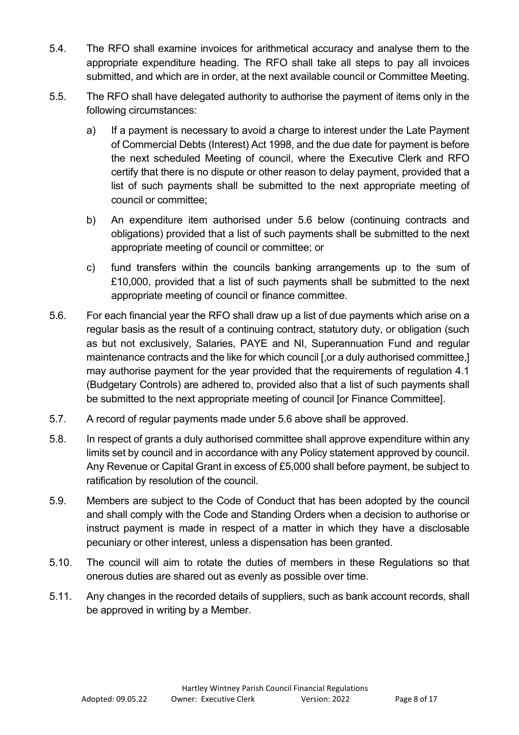5.4. The RFO shall examine invoices for arithmetical accuracy and analyse them to the appropriate expenditure heading. The RFO shall take all steps to pay all invoices submitted, and which are in order, at the next available council or Committee Meeting.

5.5. The RFO shall have delegated authority to authorise the payment of items only in the following circumstances:

   a) If a payment is necessary to avoid a charge to interest under the Late Payment of Commercial Debts (Interest) Act 1998, and the due date for payment is before the next scheduled Meeting of council, where the Executive Clerk and RFO certify that there is no dispute or other reason to delay payment, provided that a list of such payments shall be submitted to the next appropriate meeting of council or committee;

   b) An expenditure item authorised under 5.6 below (continuing contracts and obligations) provided that a list of such payments shall be submitted to the next appropriate meeting of council or committee; or

   c) fund transfers within the councils banking arrangements up to the sum of £10,000, provided that a list of such payments shall be submitted to the next appropriate meeting of council or finance committee.

5.6. For each financial year the RFO shall draw up a list of due payments which arise on a regular basis as the result of a continuing contract, statutory duty, or obligation (such as but not exclusively, Salaries, PAYE and NI, Superannuation Fund and regular maintenance contracts and the like for which council [,or a duly authorised committee,] may authorise payment for the year provided that the requirements of regulation 4.1 (Budgetary Controls) are adhered to, provided also that a list of such payments shall be submitted to the next appropriate meeting of council [or Finance Committee].

5.7. A record of regular payments made under 5.6 above shall be approved.

5.8. In respect of grants a duly authorised committee shall approve expenditure within any limits set by council and in accordance with any Policy statement approved by council. Any Revenue or Capital Grant in excess of £5,000 shall before payment, be subject to ratification by resolution of the council.

5.9. Members are subject to the Code of Conduct that has been adopted by the council and shall comply with the Code and Standing Orders when a decision to authorise or instruct payment is made in respect of a matter in which they have a disclosable pecuniary or other interest, unless a dispensation has been granted.

5.10. The council will aim to rotate the duties of members in these Regulations so that onerous duties are shared out as evenly as possible over time.

5.11. Any changes in the recorded details of suppliers, such as bank account records, shall be approved in writing by a Member.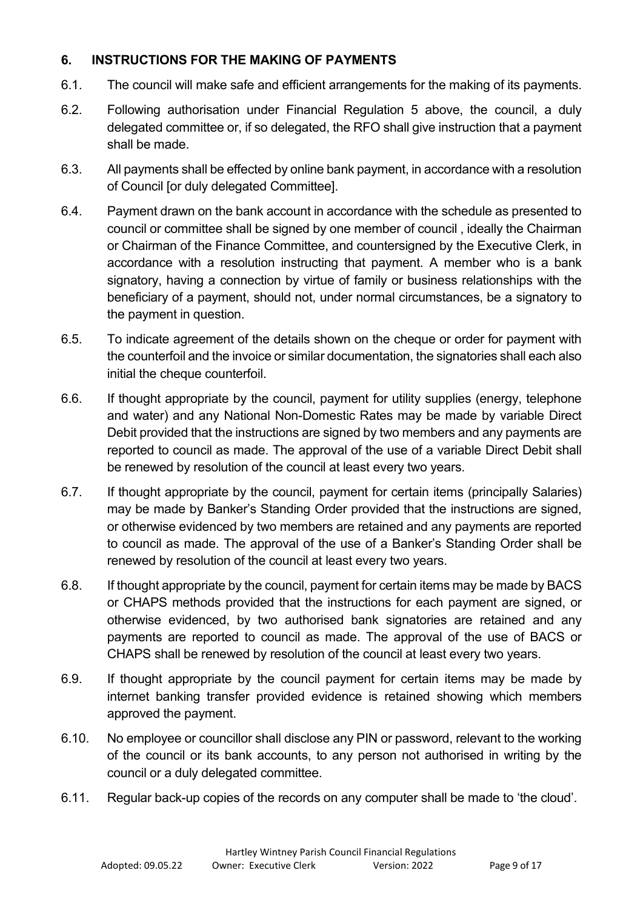## 6. INSTRUCTIONS FOR THE MAKING OF PAYMENTS

6.1. The council will make safe and efficient arrangements for the making of its payments.

6.2. Following authorisation under Financial Regulation 5 above, the council, a duly delegated committee or, if so delegated, the RFO shall give instruction that a payment shall be made.

6.3. All payments shall be effected by online bank payment, in accordance with a resolution of Council [or duly delegated Committee].

6.4. Payment drawn on the bank account in accordance with the schedule as presented to council or committee shall be signed by one member of council , ideally the Chairman or Chairman of the Finance Committee, and countersigned by the Executive Clerk, in accordance with a resolution instructing that payment. A member who is a bank signatory, having a connection by virtue of family or business relationships with the beneficiary of a payment, should not, under normal circumstances, be a signatory to the payment in question.

6.5. To indicate agreement of the details shown on the cheque or order for payment with the counterfoil and the invoice or similar documentation, the signatories shall each also initial the cheque counterfoil.

6.6. If thought appropriate by the council, payment for utility supplies (energy, telephone and water) and any National Non-Domestic Rates may be made by variable Direct Debit provided that the instructions are signed by two members and any payments are reported to council as made. The approval of the use of a variable Direct Debit shall be renewed by resolution of the council at least every two years.

6.7. If thought appropriate by the council, payment for certain items (principally Salaries) may be made by Banker's Standing Order provided that the instructions are signed, or otherwise evidenced by two members are retained and any payments are reported to council as made. The approval of the use of a Banker's Standing Order shall be renewed by resolution of the council at least every two years.

6.8. If thought appropriate by the council, payment for certain items may be made by BACS or CHAPS methods provided that the instructions for each payment are signed, or otherwise evidenced, by two authorised bank signatories are retained and any payments are reported to council as made. The approval of the use of BACS or CHAPS shall be renewed by resolution of the council at least every two years.

6.9. If thought appropriate by the council payment for certain items may be made by internet banking transfer provided evidence is retained showing which members approved the payment.

6.10. No employee or councillor shall disclose any PIN or password, relevant to the working of the council or its bank accounts, to any person not authorised in writing by the council or a duly delegated committee.

6.11. Regular back-up copies of the records on any computer shall be made to 'the cloud'.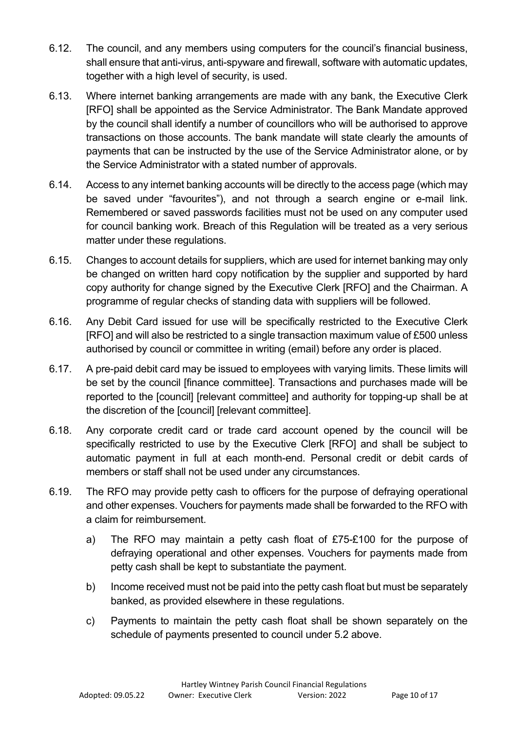6.12. The council, and any members using computers for the council's financial business, shall ensure that anti-virus, anti-spyware and firewall, software with automatic updates, together with a high level of security, is used.

6.13. Where internet banking arrangements are made with any bank, the Executive Clerk [RFO] shall be appointed as the Service Administrator. The Bank Mandate approved by the council shall identify a number of councillors who will be authorised to approve transactions on those accounts. The bank mandate will state clearly the amounts of payments that can be instructed by the use of the Service Administrator alone, or by the Service Administrator with a stated number of approvals.

6.14. Access to any internet banking accounts will be directly to the access page (which may be saved under "favourites"), and not through a search engine or e-mail link. Remembered or saved passwords facilities must not be used on any computer used for council banking work. Breach of this Regulation will be treated as a very serious matter under these regulations.

6.15. Changes to account details for suppliers, which are used for internet banking may only be changed on written hard copy notification by the supplier and supported by hard copy authority for change signed by the Executive Clerk [RFO] and the Chairman. A programme of regular checks of standing data with suppliers will be followed.

6.16. Any Debit Card issued for use will be specifically restricted to the Executive Clerk [RFO] and will also be restricted to a single transaction maximum value of £500 unless authorised by council or committee in writing (email) before any order is placed.

6.17. A pre-paid debit card may be issued to employees with varying limits. These limits will be set by the council [finance committee]. Transactions and purchases made will be reported to the [council] [relevant committee] and authority for topping-up shall be at the discretion of the [council] [relevant committee].

6.18. Any corporate credit card or trade card account opened by the council will be specifically restricted to use by the Executive Clerk [RFO] and shall be subject to automatic payment in full at each month-end. Personal credit or debit cards of members or staff shall not be used under any circumstances.

6.19. The RFO may provide petty cash to officers for the purpose of defraying operational and other expenses. Vouchers for payments made shall be forwarded to the RFO with a claim for reimbursement.

a) The RFO may maintain a petty cash float of £75-£100 for the purpose of defraying operational and other expenses. Vouchers for payments made from petty cash shall be kept to substantiate the payment.

b) Income received must not be paid into the petty cash float but must be separately banked, as provided elsewhere in these regulations.

c) Payments to maintain the petty cash float shall be shown separately on the schedule of payments presented to council under 5.2 above.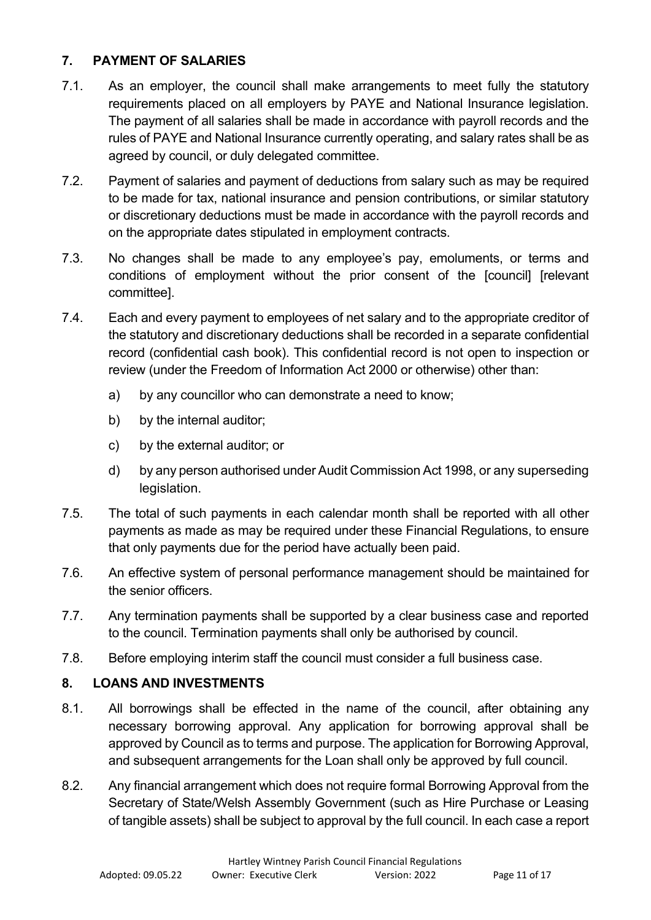## 7. PAYMENT OF SALARIES

7.1. As an employer, the council shall make arrangements to meet fully the statutory requirements placed on all employers by PAYE and National Insurance legislation. The payment of all salaries shall be made in accordance with payroll records and the rules of PAYE and National Insurance currently operating, and salary rates shall be as agreed by council, or duly delegated committee.

7.2. Payment of salaries and payment of deductions from salary such as may be required to be made for tax, national insurance and pension contributions, or similar statutory or discretionary deductions must be made in accordance with the payroll records and on the appropriate dates stipulated in employment contracts.

7.3. No changes shall be made to any employee's pay, emoluments, or terms and conditions of employment without the prior consent of the [council] [relevant committee].

7.4. Each and every payment to employees of net salary and to the appropriate creditor of the statutory and discretionary deductions shall be recorded in a separate confidential record (confidential cash book). This confidential record is not open to inspection or review (under the Freedom of Information Act 2000 or otherwise) other than:

   a) by any councillor who can demonstrate a need to know;

   b) by the internal auditor;

   c) by the external auditor; or

   d) by any person authorised under Audit Commission Act 1998, or any superseding legislation.

7.5. The total of such payments in each calendar month shall be reported with all other payments as made as may be required under these Financial Regulations, to ensure that only payments due for the period have actually been paid.

7.6. An effective system of personal performance management should be maintained for the senior officers.

7.7. Any termination payments shall be supported by a clear business case and reported to the council. Termination payments shall only be authorised by council.

7.8. Before employing interim staff the council must consider a full business case.

## 8. LOANS AND INVESTMENTS

8.1. All borrowings shall be effected in the name of the council, after obtaining any necessary borrowing approval. Any application for borrowing approval shall be approved by Council as to terms and purpose. The application for Borrowing Approval, and subsequent arrangements for the Loan shall only be approved by full council.

8.2. Any financial arrangement which does not require formal Borrowing Approval from the Secretary of State/Welsh Assembly Government (such as Hire Purchase or Leasing of tangible assets) shall be subject to approval by the full council. In each case a report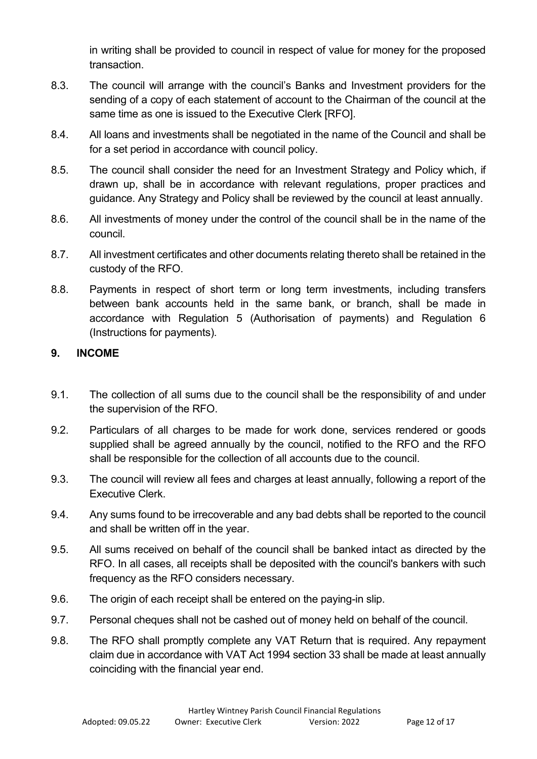in writing shall be provided to council in respect of value for money for the proposed transaction.

8.3. The council will arrange with the council's Banks and Investment providers for the sending of a copy of each statement of account to the Chairman of the council at the same time as one is issued to the Executive Clerk [RFO].

8.4. All loans and investments shall be negotiated in the name of the Council and shall be for a set period in accordance with council policy.

8.5. The council shall consider the need for an Investment Strategy and Policy which, if drawn up, shall be in accordance with relevant regulations, proper practices and guidance. Any Strategy and Policy shall be reviewed by the council at least annually.

8.6. All investments of money under the control of the council shall be in the name of the council.

8.7. All investment certificates and other documents relating thereto shall be retained in the custody of the RFO.

8.8. Payments in respect of short term or long term investments, including transfers between bank accounts held in the same bank, or branch, shall be made in accordance with Regulation 5 (Authorisation of payments) and Regulation 6 (Instructions for payments).

## 9. INCOME

9.1. The collection of all sums due to the council shall be the responsibility of and under the supervision of the RFO.

9.2. Particulars of all charges to be made for work done, services rendered or goods supplied shall be agreed annually by the council, notified to the RFO and the RFO shall be responsible for the collection of all accounts due to the council.

9.3. The council will review all fees and charges at least annually, following a report of the Executive Clerk.

9.4. Any sums found to be irrecoverable and any bad debts shall be reported to the council and shall be written off in the year.

9.5. All sums received on behalf of the council shall be banked intact as directed by the RFO. In all cases, all receipts shall be deposited with the council's bankers with such frequency as the RFO considers necessary.

9.6. The origin of each receipt shall be entered on the paying-in slip.

9.7. Personal cheques shall not be cashed out of money held on behalf of the council.

9.8. The RFO shall promptly complete any VAT Return that is required. Any repayment claim due in accordance with VAT Act 1994 section 33 shall be made at least annually coinciding with the financial year end.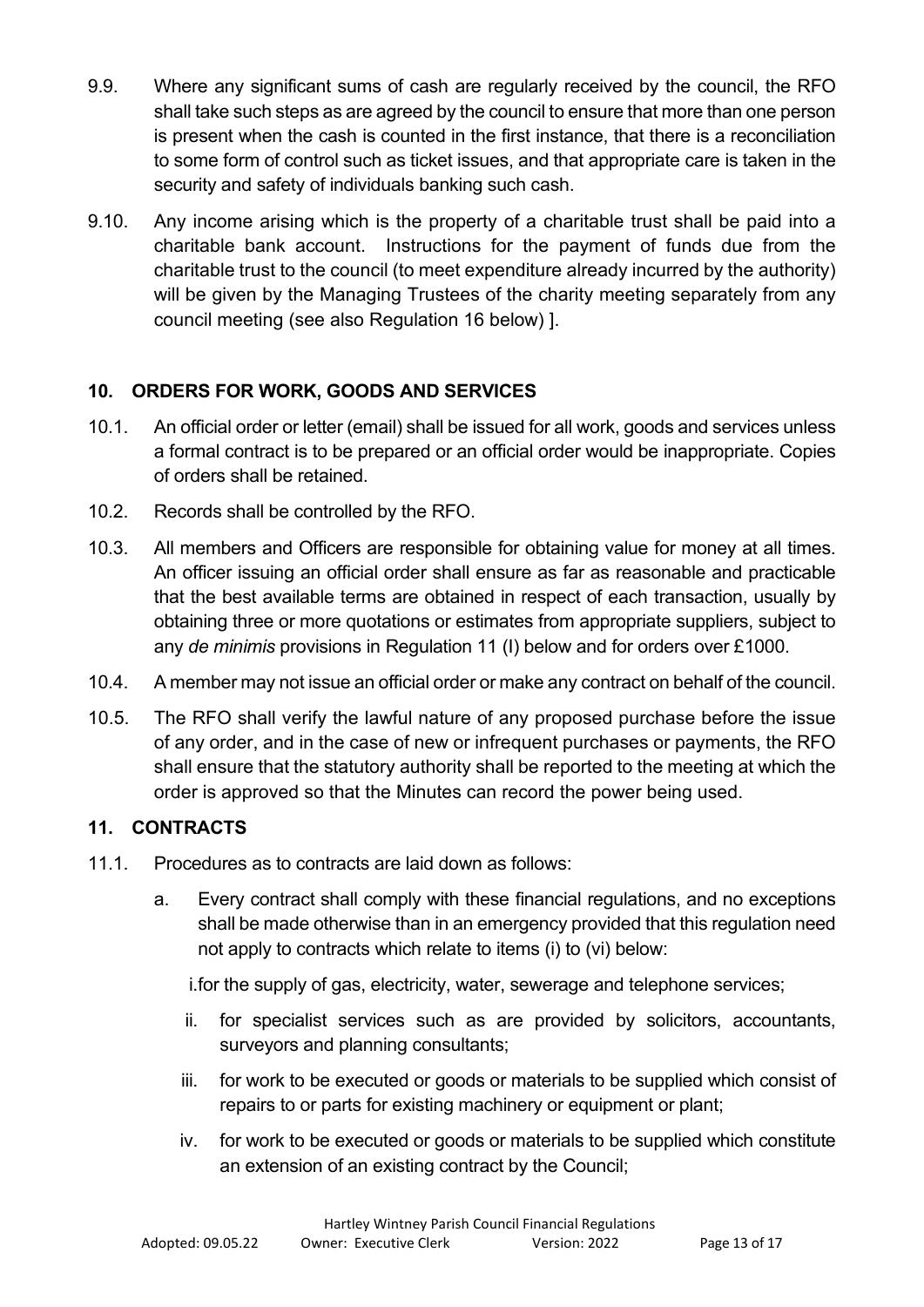9.9. Where any significant sums of cash are regularly received by the council, the RFO shall take such steps as are agreed by the council to ensure that more than one person is present when the cash is counted in the first instance, that there is a reconciliation to some form of control such as ticket issues, and that appropriate care is taken in the security and safety of individuals banking such cash.

9.10. Any income arising which is the property of a charitable trust shall be paid into a charitable bank account. Instructions for the payment of funds due from the charitable trust to the council (to meet expenditure already incurred by the authority) will be given by the Managing Trustees of the charity meeting separately from any council meeting (see also Regulation 16 below) ].

## 10. ORDERS FOR WORK, GOODS AND SERVICES

10.1. An official order or letter (email) shall be issued for all work, goods and services unless a formal contract is to be prepared or an official order would be inappropriate. Copies of orders shall be retained.

10.2. Records shall be controlled by the RFO.

10.3. All members and Officers are responsible for obtaining value for money at all times. An officer issuing an official order shall ensure as far as reasonable and practicable that the best available terms are obtained in respect of each transaction, usually by obtaining three or more quotations or estimates from appropriate suppliers, subject to any *de minimis* provisions in Regulation 11 (I) below and for orders over £1000.

10.4. A member may not issue an official order or make any contract on behalf of the council.

10.5. The RFO shall verify the lawful nature of any proposed purchase before the issue of any order, and in the case of new or infrequent purchases or payments, the RFO shall ensure that the statutory authority shall be reported to the meeting at which the order is approved so that the Minutes can record the power being used.

## 11. CONTRACTS

11.1. Procedures as to contracts are laid down as follows:

a. Every contract shall comply with these financial regulations, and no exceptions shall be made otherwise than in an emergency provided that this regulation need not apply to contracts which relate to items (i) to (vi) below:

i. for the supply of gas, electricity, water, sewerage and telephone services;

ii. for specialist services such as are provided by solicitors, accountants, surveyors and planning consultants;

iii. for work to be executed or goods or materials to be supplied which consist of repairs to or parts for existing machinery or equipment or plant;

iv. for work to be executed or goods or materials to be supplied which constitute an extension of an existing contract by the Council;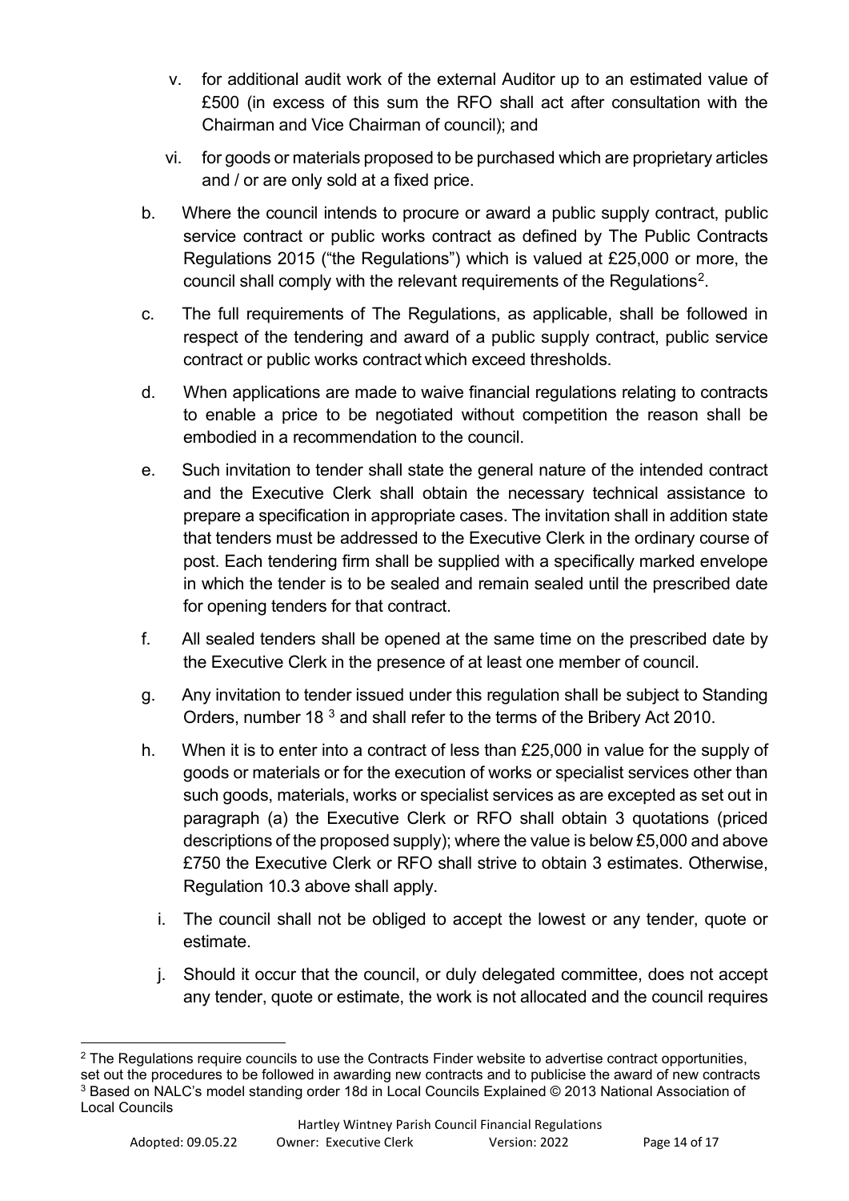v. for additional audit work of the external Auditor up to an estimated value of £500 (in excess of this sum the RFO shall act after consultation with the Chairman and Vice Chairman of council); and

vi. for goods or materials proposed to be purchased which are proprietary articles and / or are only sold at a fixed price.

b. Where the council intends to procure or award a public supply contract, public service contract or public works contract as defined by The Public Contracts Regulations 2015 ("the Regulations") which is valued at £25,000 or more, the council shall comply with the relevant requirements of the Regulations[2].

c. The full requirements of The Regulations, as applicable, shall be followed in respect of the tendering and award of a public supply contract, public service contract or public works contract which exceed thresholds.

d. When applications are made to waive financial regulations relating to contracts to enable a price to be negotiated without competition the reason shall be embodied in a recommendation to the council.

e. Such invitation to tender shall state the general nature of the intended contract and the Executive Clerk shall obtain the necessary technical assistance to prepare a specification in appropriate cases. The invitation shall in addition state that tenders must be addressed to the Executive Clerk in the ordinary course of post. Each tendering firm shall be supplied with a specifically marked envelope in which the tender is to be sealed and remain sealed until the prescribed date for opening tenders for that contract.

f. All sealed tenders shall be opened at the same time on the prescribed date by the Executive Clerk in the presence of at least one member of council.

g. Any invitation to tender issued under this regulation shall be subject to Standing Orders, number 18 [3] and shall refer to the terms of the Bribery Act 2010.

h. When it is to enter into a contract of less than £25,000 in value for the supply of goods or materials or for the execution of works or specialist services other than such goods, materials, works or specialist services as are excepted as set out in paragraph (a) the Executive Clerk or RFO shall obtain 3 quotations (priced descriptions of the proposed supply); where the value is below £5,000 and above £750 the Executive Clerk or RFO shall strive to obtain 3 estimates. Otherwise, Regulation 10.3 above shall apply.

i. The council shall not be obliged to accept the lowest or any tender, quote or estimate.

j. Should it occur that the council, or duly delegated committee, does not accept any tender, quote or estimate, the work is not allocated and the council requires

---

[2] The Regulations require councils to use the Contracts Finder website to advertise contract opportunities, set out the procedures to be followed in awarding new contracts and to publicise the award of new contracts

[3] Based on NALC's model standing order 18d in Local Councils Explained © 2013 National Association of Local Councils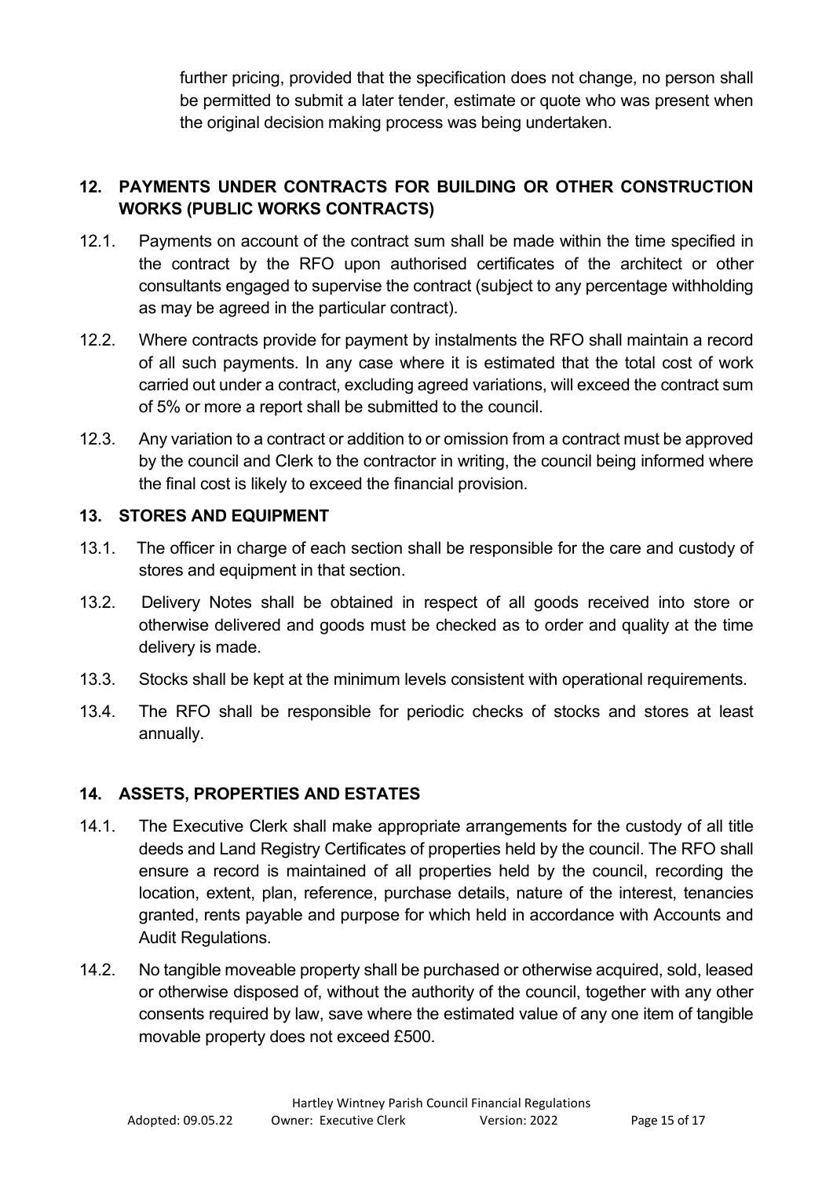further pricing, provided that the specification does not change, no person shall be permitted to submit a later tender, estimate or quote who was present when the original decision making process was being undertaken.

## 12. PAYMENTS UNDER CONTRACTS FOR BUILDING OR OTHER CONSTRUCTION WORKS (PUBLIC WORKS CONTRACTS)

12.1. Payments on account of the contract sum shall be made within the time specified in the contract by the RFO upon authorised certificates of the architect or other consultants engaged to supervise the contract (subject to any percentage withholding as may be agreed in the particular contract).

12.2. Where contracts provide for payment by instalments the RFO shall maintain a record of all such payments. In any case where it is estimated that the total cost of work carried out under a contract, excluding agreed variations, will exceed the contract sum of 5% or more a report shall be submitted to the council.

12.3. Any variation to a contract or addition to or omission from a contract must be approved by the council and Clerk to the contractor in writing, the council being informed where the final cost is likely to exceed the financial provision.

## 13. STORES AND EQUIPMENT

13.1. The officer in charge of each section shall be responsible for the care and custody of stores and equipment in that section.

13.2. Delivery Notes shall be obtained in respect of all goods received into store or otherwise delivered and goods must be checked as to order and quality at the time delivery is made.

13.3. Stocks shall be kept at the minimum levels consistent with operational requirements.

13.4. The RFO shall be responsible for periodic checks of stocks and stores at least annually.

## 14. ASSETS, PROPERTIES AND ESTATES

14.1. The Executive Clerk shall make appropriate arrangements for the custody of all title deeds and Land Registry Certificates of properties held by the council. The RFO shall ensure a record is maintained of all properties held by the council, recording the location, extent, plan, reference, purchase details, nature of the interest, tenancies granted, rents payable and purpose for which held in accordance with Accounts and Audit Regulations.

14.2. No tangible moveable property shall be purchased or otherwise acquired, sold, leased or otherwise disposed of, without the authority of the council, together with any other consents required by law, save where the estimated value of any one item of tangible movable property does not exceed £500.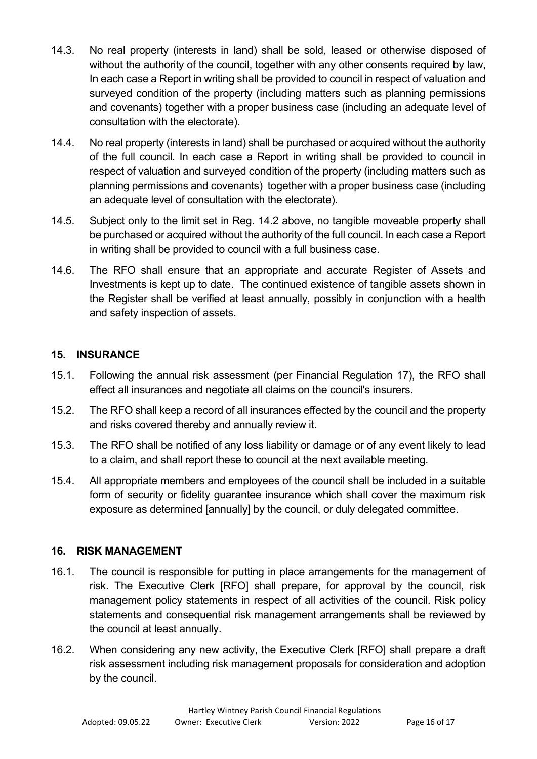14.3. No real property (interests in land) shall be sold, leased or otherwise disposed of without the authority of the council, together with any other consents required by law, In each case a Report in writing shall be provided to council in respect of valuation and surveyed condition of the property (including matters such as planning permissions and covenants) together with a proper business case (including an adequate level of consultation with the electorate).

14.4. No real property (interests in land) shall be purchased or acquired without the authority of the full council. In each case a Report in writing shall be provided to council in respect of valuation and surveyed condition of the property (including matters such as planning permissions and covenants) together with a proper business case (including an adequate level of consultation with the electorate).

14.5. Subject only to the limit set in Reg. 14.2 above, no tangible moveable property shall be purchased or acquired without the authority of the full council. In each case a Report in writing shall be provided to council with a full business case.

14.6. The RFO shall ensure that an appropriate and accurate Register of Assets and Investments is kept up to date. The continued existence of tangible assets shown in the Register shall be verified at least annually, possibly in conjunction with a health and safety inspection of assets.

## 15. INSURANCE

15.1. Following the annual risk assessment (per Financial Regulation 17), the RFO shall effect all insurances and negotiate all claims on the council's insurers.

15.2. The RFO shall keep a record of all insurances effected by the council and the property and risks covered thereby and annually review it.

15.3. The RFO shall be notified of any loss liability or damage or of any event likely to lead to a claim, and shall report these to council at the next available meeting.

15.4. All appropriate members and employees of the council shall be included in a suitable form of security or fidelity guarantee insurance which shall cover the maximum risk exposure as determined [annually] by the council, or duly delegated committee.

## 16. RISK MANAGEMENT

16.1. The council is responsible for putting in place arrangements for the management of risk. The Executive Clerk [RFO] shall prepare, for approval by the council, risk management policy statements in respect of all activities of the council. Risk policy statements and consequential risk management arrangements shall be reviewed by the council at least annually.

16.2. When considering any new activity, the Executive Clerk [RFO] shall prepare a draft risk assessment including risk management proposals for consideration and adoption by the council.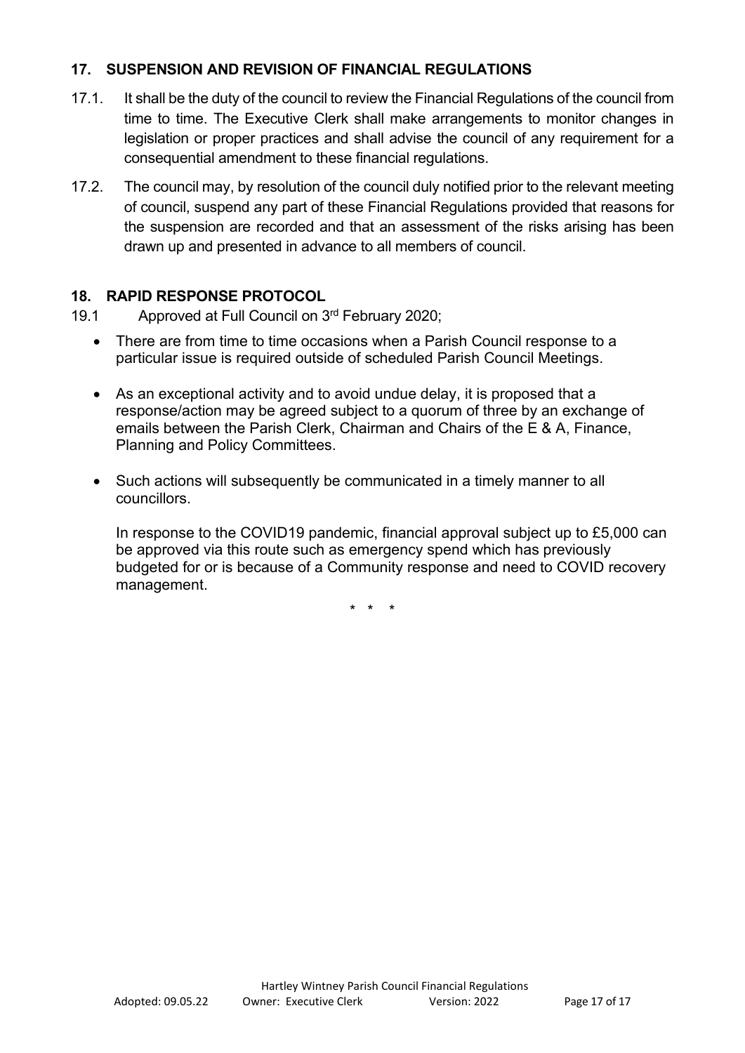## 17. SUSPENSION AND REVISION OF FINANCIAL REGULATIONS

17.1. It shall be the duty of the council to review the Financial Regulations of the council from time to time. The Executive Clerk shall make arrangements to monitor changes in legislation or proper practices and shall advise the council of any requirement for a consequential amendment to these financial regulations.

17.2. The council may, by resolution of the council duly notified prior to the relevant meeting of council, suspend any part of these Financial Regulations provided that reasons for the suspension are recorded and that an assessment of the risks arising has been drawn up and presented in advance to all members of council.

## 18. RAPID RESPONSE PROTOCOL

19.1 Approved at Full Council on 3rd February 2020;

- There are from time to time occasions when a Parish Council response to a particular issue is required outside of scheduled Parish Council Meetings.
- As an exceptional activity and to avoid undue delay, it is proposed that a response/action may be agreed subject to a quorum of three by an exchange of emails between the Parish Clerk, Chairman and Chairs of the E & A, Finance, Planning and Policy Committees.
- Such actions will subsequently be communicated in a timely manner to all councillors.

In response to the COVID19 pandemic, financial approval subject up to £5,000 can be approved via this route such as emergency spend which has previously budgeted for or is because of a Community response and need to COVID recovery management.

\* \* \*